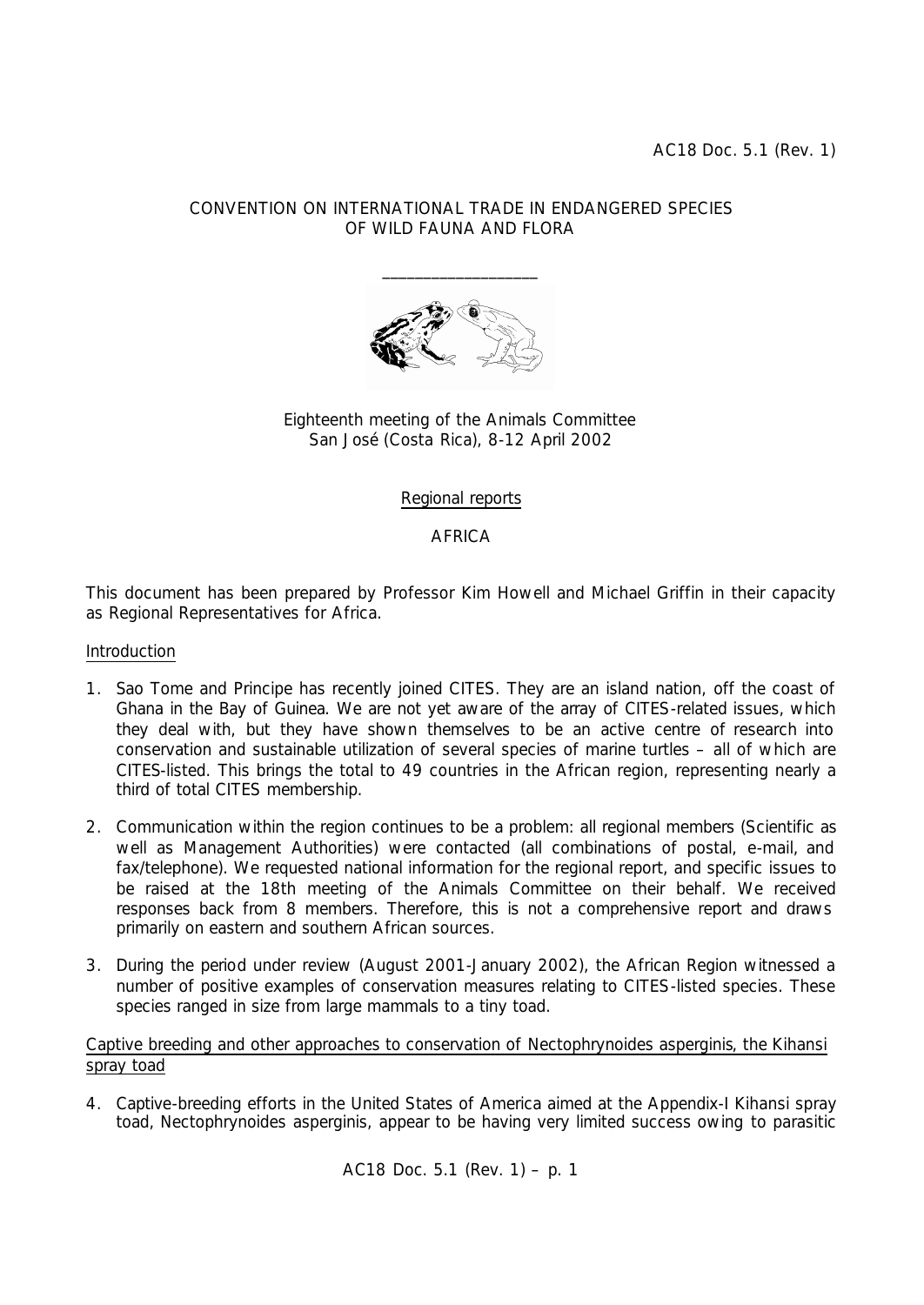AC18 Doc. 5.1 (Rev. 1)

CONVENTION ON INTERNATIONAL TRADE IN ENDANGERED SPECIES OF WILD FAUNA AND FLORA

___________________

Eighteenth meeting of the Animals Committee
San José (Costa Rica), 8-12 April 2002

Regional reports

AFRICA

This document has been prepared by Professor Kim Howell and Michael Griffin in their capacity as Regional Representatives for Africa.

## Introduction

1. Sao Tome and Principe has recently joined CITES. They are an island nation, off the coast of Ghana in the Bay of Guinea. We are not yet aware of the array of CITES-related issues, which they deal with, but they have shown themselves to be an active centre of research into conservation and sustainable utilization of several species of marine turtles – all of which are CITES-listed. This brings the total to 49 countries in the African region, representing nearly a third of total CITES membership.

2. Communication within the region continues to be a problem: all regional members (Scientific as well as Management Authorities) were contacted (all combinations of postal, e-mail, and fax/telephone). We requested national information for the regional report, and specific issues to be raised at the 18th meeting of the Animals Committee on their behalf. We received responses back from 8 members. Therefore, this is not a comprehensive report and draws primarily on eastern and southern African sources.

3. During the period under review (August 2001-January 2002), the African Region witnessed a number of positive examples of conservation measures relating to CITES-listed species. These species ranged in size from large mammals to a tiny toad.

## Captive breeding and other approaches to conservation of Nectophrynoides asperginis, the Kihansi spray toad

4. Captive-breeding efforts in the United States of America aimed at the Appendix-I Kihansi spray toad, Nectophrynoides asperginis, appear to be having very limited success owing to parasitic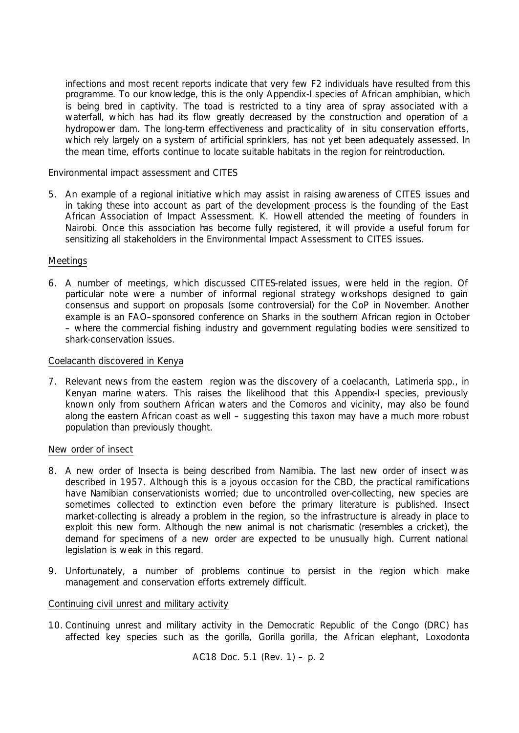infections and most recent reports indicate that very few F2 individuals have resulted from this programme. To our knowledge, this is the only Appendix-I species of African amphibian, which is being bred in captivity. The toad is restricted to a tiny area of spray associated with a waterfall, which has had its flow greatly decreased by the construction and operation of a hydropower dam. The long-term effectiveness and practicality of *in situ* conservation efforts, which rely largely on a system of artificial sprinklers, has not yet been adequately assessed. In the mean time, efforts continue to locate suitable habitats in the region for reintroduction.

Environmental impact assessment and CITES

5. An example of a regional initiative which may assist in raising awareness of CITES issues and in taking these into account as part of the development process is the founding of the East African Association of Impact Assessment. K. Howell attended the meeting of founders in Nairobi. Once this association has become fully registered, it will provide a useful forum for sensitizing all stakeholders in the Environmental Impact Assessment to CITES issues.

Meetings

6. A number of meetings, which discussed CITES-related issues, were held in the region. Of particular note were a number of informal regional strategy workshops designed to gain consensus and support on proposals (some controversial) for the CoP in November. Another example is an FAO–sponsored conference on Sharks in the southern African region in October – where the commercial fishing industry and government regulating bodies were sensitized to shark-conservation issues.

Coelacanth discovered in Kenya

7. Relevant news from the eastern region was the discovery of a coelacanth, *Latimeria* spp., in Kenyan marine waters. This raises the likelihood that this Appendix-I species, previously known only from southern African waters and the Comoros and vicinity, may also be found along the eastern African coast as well – suggesting this taxon may have a much more robust population than previously thought.

New order of insect

8. A new order of Insecta is being described from Namibia. The last new order of insect was described in 1957. Although this is a joyous occasion for the CBD, the practical ramifications have Namibian conservationists worried; due to uncontrolled over-collecting, new species are sometimes collected to extinction even before the primary literature is published. Insect market-collecting is already a problem in the region, so the infrastructure is already in place to exploit this new form. Although the new animal is not charismatic (resembles a cricket), the demand for specimens of a new order are expected to be unusually high. Current national legislation is weak in this regard.

9. Unfortunately, a number of problems continue to persist in the region which make management and conservation efforts extremely difficult.

Continuing civil unrest and military activity

10. Continuing unrest and military activity in the Democratic Republic of the Congo (DRC) has affected key species such as the gorilla, *Gorilla gorilla*, the African elephant, *Loxodonta*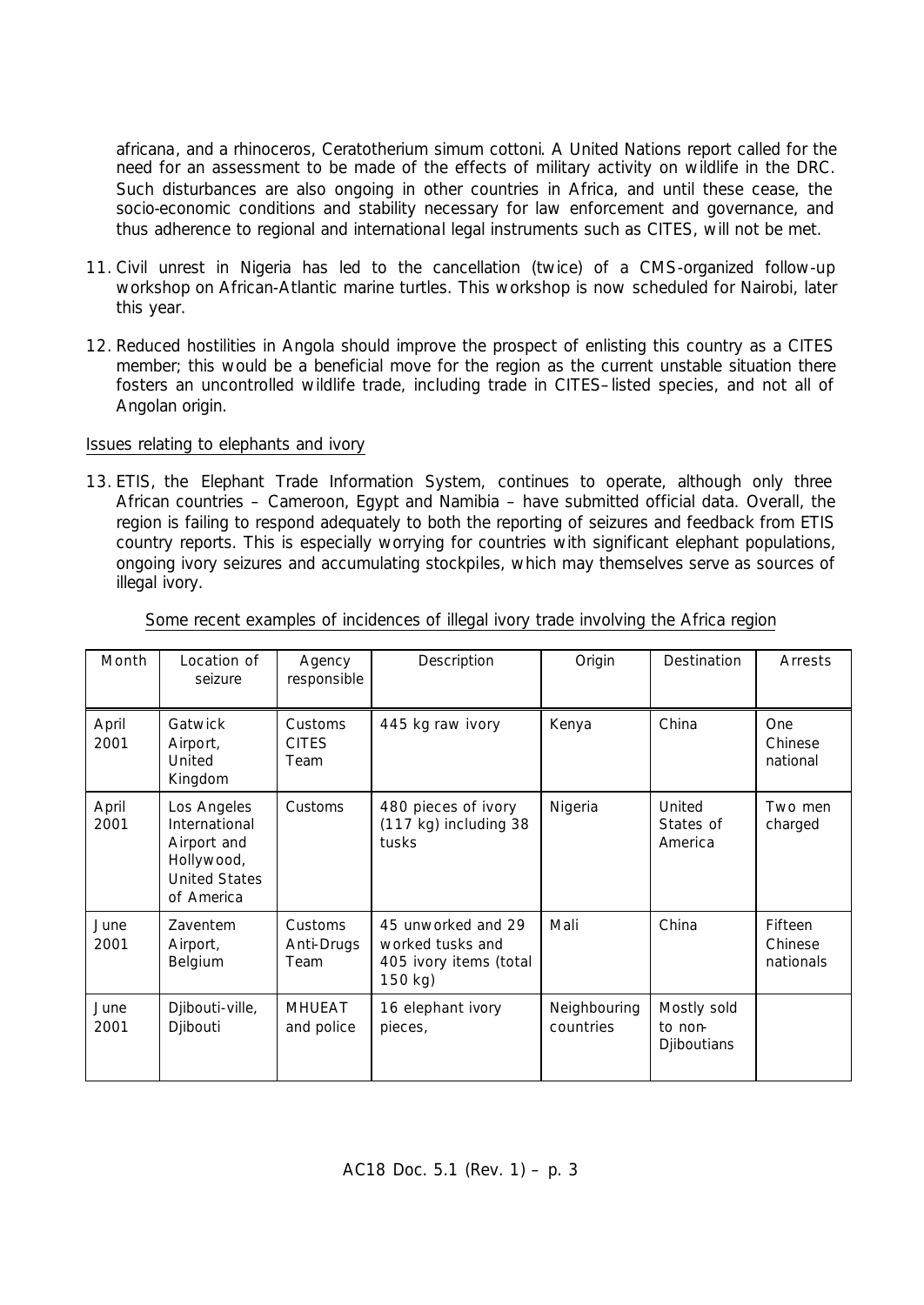*africana*, and a rhinoceros, *Ceratotherium simum cottoni*. A United Nations report called for the need for an assessment to be made of the effects of military activity on wildlife in the DRC. Such disturbances are also ongoing in other countries in Africa, and until these cease, the socio-economic conditions and stability necessary for law enforcement and governance, and thus adherence to regional and international legal instruments such as CITES, will not be met.

11. Civil unrest in Nigeria has led to the cancellation (twice) of a CMS-organized follow-up workshop on African-Atlantic marine turtles. This workshop is now scheduled for Nairobi, later this year.

12. Reduced hostilities in Angola should improve the prospect of enlisting this country as a CITES member; this would be a beneficial move for the region as the current unstable situation there fosters an uncontrolled wildlife trade, including trade in CITES–listed species, and not all of Angolan origin.

Issues relating to elephants and ivory

13. ETIS, the Elephant Trade Information System, continues to operate, although only three African countries – Cameroon, Egypt and Namibia – have submitted official data. Overall, the region is failing to respond adequately to both the reporting of seizures and feedback from ETIS country reports. This is especially worrying for countries with significant elephant populations, ongoing ivory seizures and accumulating stockpiles, which may themselves serve as sources of illegal ivory.

Some recent examples of incidences of illegal ivory trade involving the Africa region

| Month | Location of seizure | Agency responsible | Description | Origin | Destination | Arrests |
|---|---|---|---|---|---|---|
| April 2001 | Gatwick Airport, United Kingdom | Customs CITES Team | 445 kg raw ivory | Kenya | China | One Chinese national |
| April 2001 | Los Angeles International Airport and Hollywood, United States of America | Customs | 480 pieces of ivory (117 kg) including 38 tusks | Nigeria | United States of America | Two men charged |
| June 2001 | Zaventem Airport, Belgium | Customs Anti-Drugs Team | 45 unworked and 29 worked tusks and 405 ivory items (total 150 kg) | Mali | China | Fifteen Chinese nationals |
| June 2001 | Djibouti-ville, Djibouti | MHUEAT and police | 16 elephant ivory pieces, | Neighbouring countries | Mostly sold to non-Djiboutians | |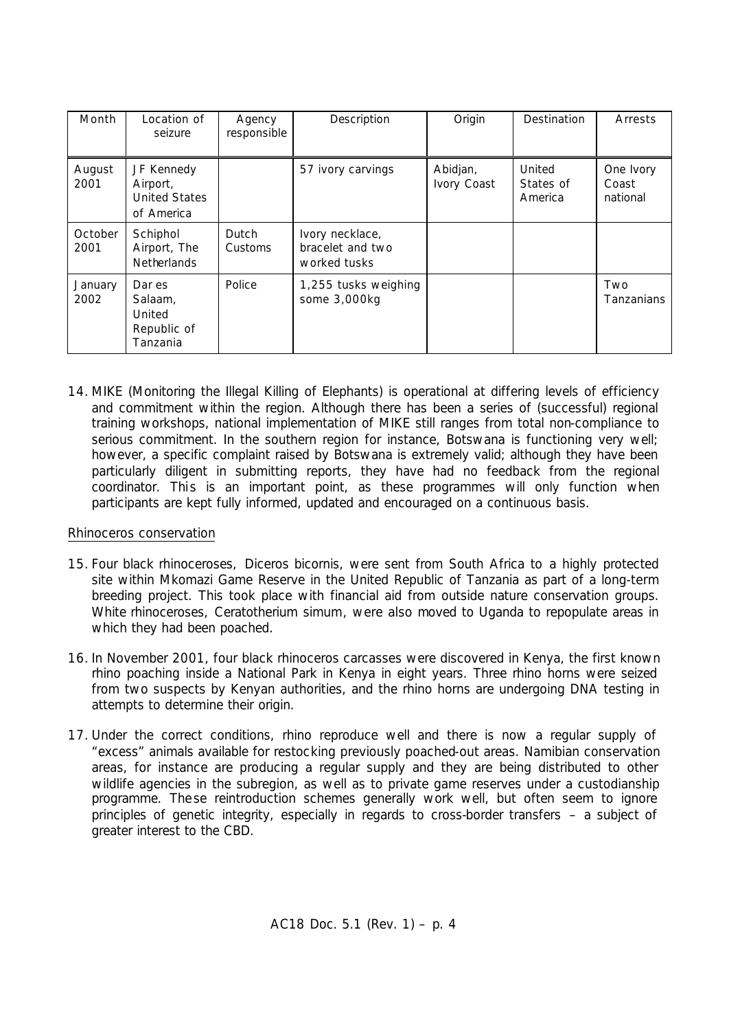| Month | Location of seizure | Agency responsible | Description | Origin | Destination | Arrests |
|---|---|---|---|---|---|---|
| August 2001 | JF Kennedy Airport, United States of America | | 57 ivory carvings | Abidjan, Ivory Coast | United States of America | One Ivory Coast national |
| October 2001 | Schiphol Airport, The Netherlands | Dutch Customs | Ivory necklace, bracelet and two worked tusks | | | |
| January 2002 | Dar es Salaam, United Republic of Tanzania | Police | 1,255 tusks weighing some 3,000kg | | | Two Tanzanians |

14. MIKE (Monitoring the Illegal Killing of Elephants) is operational at differing levels of efficiency and commitment within the region. Although there has been a series of (successful) regional training workshops, national implementation of MIKE still ranges from total non-compliance to serious commitment. In the southern region for instance, Botswana is functioning very well; however, a specific complaint raised by Botswana is extremely valid; although they have been particularly diligent in submitting reports, they have had no feedback from the regional coordinator. This is an important point, as these programmes will only function when participants are kept fully informed, updated and encouraged on a continuous basis.

Rhinoceros conservation

15. Four black rhinoceroses, *Diceros bicornis*, were sent from South Africa to a highly protected site within Mkomazi Game Reserve in the United Republic of Tanzania as part of a long-term breeding project. This took place with financial aid from outside nature conservation groups. White rhinoceroses, *Ceratotherium simum*, were also moved to Uganda to repopulate areas in which they had been poached.

16. In November 2001, four black rhinoceros carcasses were discovered in Kenya, the first known rhino poaching inside a National Park in Kenya in eight years. Three rhino horns were seized from two suspects by Kenyan authorities, and the rhino horns are undergoing DNA testing in attempts to determine their origin.

17. Under the correct conditions, rhino reproduce well and there is now a regular supply of "excess" animals available for restocking previously poached-out areas. Namibian conservation areas, for instance are producing a regular supply and they are being distributed to other wildlife agencies in the subregion, as well as to private game reserves under a custodianship programme. These reintroduction schemes generally work well, but often seem to ignore principles of genetic integrity, especially in regards to cross-border transfers – a subject of greater interest to the CBD.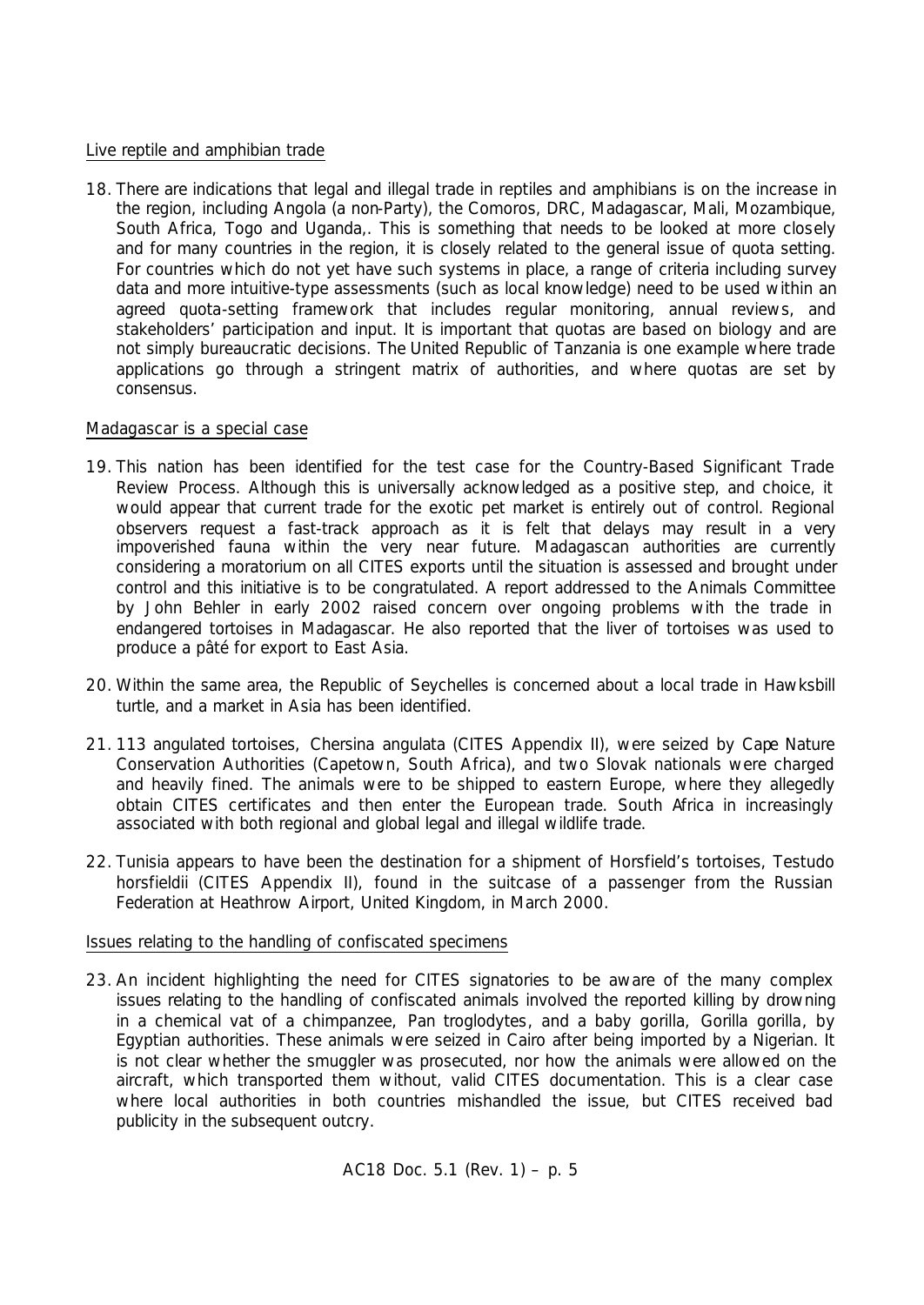Live reptile and amphibian trade

18. There are indications that legal and illegal trade in reptiles and amphibians is on the increase in the region, including Angola (a non-Party), the Comoros, DRC, Madagascar, Mali, Mozambique, South Africa, Togo and Uganda,. This is something that needs to be looked at more closely and for many countries in the region, it is closely related to the general issue of quota setting. For countries which do not yet have such systems in place, a range of criteria including survey data and more intuitive-type assessments (such as local knowledge) need to be used within an agreed quota-setting framework that includes regular monitoring, annual reviews, and stakeholders' participation and input. It is important that quotas are based on biology and are not simply bureaucratic decisions. The United Republic of Tanzania is one example where trade applications go through a stringent matrix of authorities, and where quotas are set by consensus.

Madagascar is a special case

19. This nation has been identified for the test case for the Country-Based Significant Trade Review Process. Although this is universally acknowledged as a positive step, and choice, it would appear that current trade for the exotic pet market is entirely out of control. Regional observers request a fast-track approach as it is felt that delays may result in a very impoverished fauna within the very near future. Madagascan authorities are currently considering a moratorium on all CITES exports until the situation is assessed and brought under control and this initiative is to be congratulated. A report addressed to the Animals Committee by John Behler in early 2002 raised concern over ongoing problems with the trade in endangered tortoises in Madagascar. He also reported that the liver of tortoises was used to produce a pâté for export to East Asia.

20. Within the same area, the Republic of Seychelles is concerned about a local trade in Hawksbill turtle, and a market in Asia has been identified.

21. 113 angulated tortoises, *Chersina angulata* (CITES Appendix II), were seized by Cape Nature Conservation Authorities (Capetown, South Africa), and two Slovak nationals were charged and heavily fined. The animals were to be shipped to eastern Europe, where they allegedly obtain CITES certificates and then enter the European trade. South Africa in increasingly associated with both regional and global legal and illegal wildlife trade.

22. Tunisia appears to have been the destination for a shipment of Horsfield's tortoises, *Testudo horsfieldii* (CITES Appendix II), found in the suitcase of a passenger from the Russian Federation at Heathrow Airport, United Kingdom, in March 2000.

Issues relating to the handling of confiscated specimens

23. An incident highlighting the need for CITES signatories to be aware of the many complex issues relating to the handling of confiscated animals involved the reported killing by drowning in a chemical vat of a chimpanzee, *Pan troglodytes*, and a baby gorilla, *Gorilla gorilla*, by Egyptian authorities. These animals were seized in Cairo after being imported by a Nigerian. It is not clear whether the smuggler was prosecuted, nor how the animals were allowed on the aircraft, which transported them without, valid CITES documentation. This is a clear case where local authorities in both countries mishandled the issue, but CITES received bad publicity in the subsequent outcry.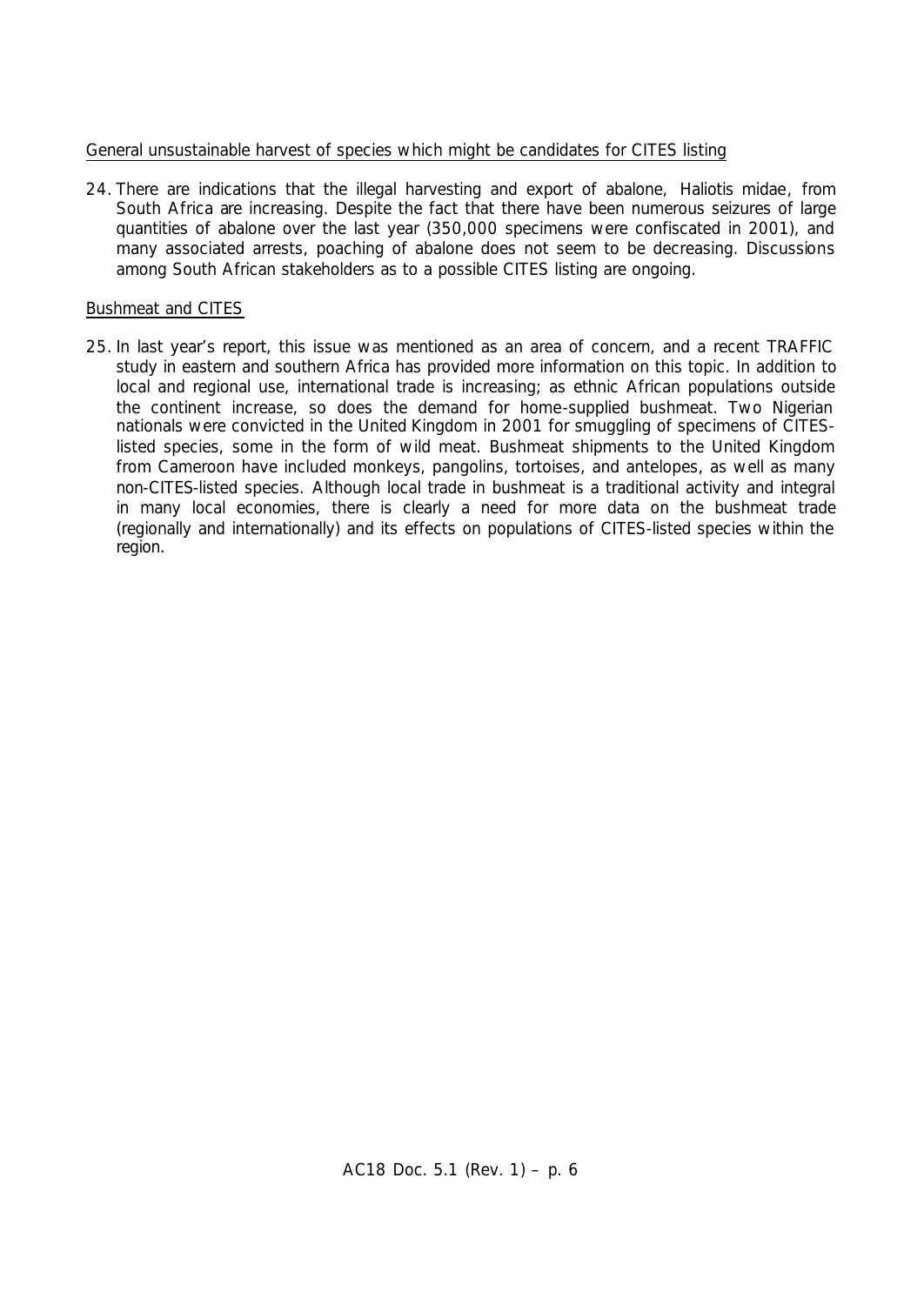<u>General unsustainable harvest of species which might be candidates for CITES listing</u>

24. There are indications that the illegal harvesting and export of abalone, *Haliotis midae*, from South Africa are increasing. Despite the fact that there have been numerous seizures of large quantities of abalone over the last year (350,000 specimens were confiscated in 2001), and many associated arrests, poaching of abalone does not seem to be decreasing. Discussions among South African stakeholders as to a possible CITES listing are ongoing.

<u>Bushmeat and CITES</u>

25. In last year's report, this issue was mentioned as an area of concern, and a recent TRAFFIC study in eastern and southern Africa has provided more information on this topic. In addition to local and regional use, international trade is increasing; as ethnic African populations outside the continent increase, so does the demand for home-supplied bushmeat. Two Nigerian nationals were convicted in the United Kingdom in 2001 for smuggling of specimens of CITES-listed species, some in the form of wild meat. Bushmeat shipments to the United Kingdom from Cameroon have included monkeys, pangolins, tortoises, and antelopes, as well as many non-CITES-listed species. Although local trade in bushmeat is a traditional activity and integral in many local economies, there is clearly a need for more data on the bushmeat trade (regionally and internationally) and its effects on populations of CITES-listed species within the region.